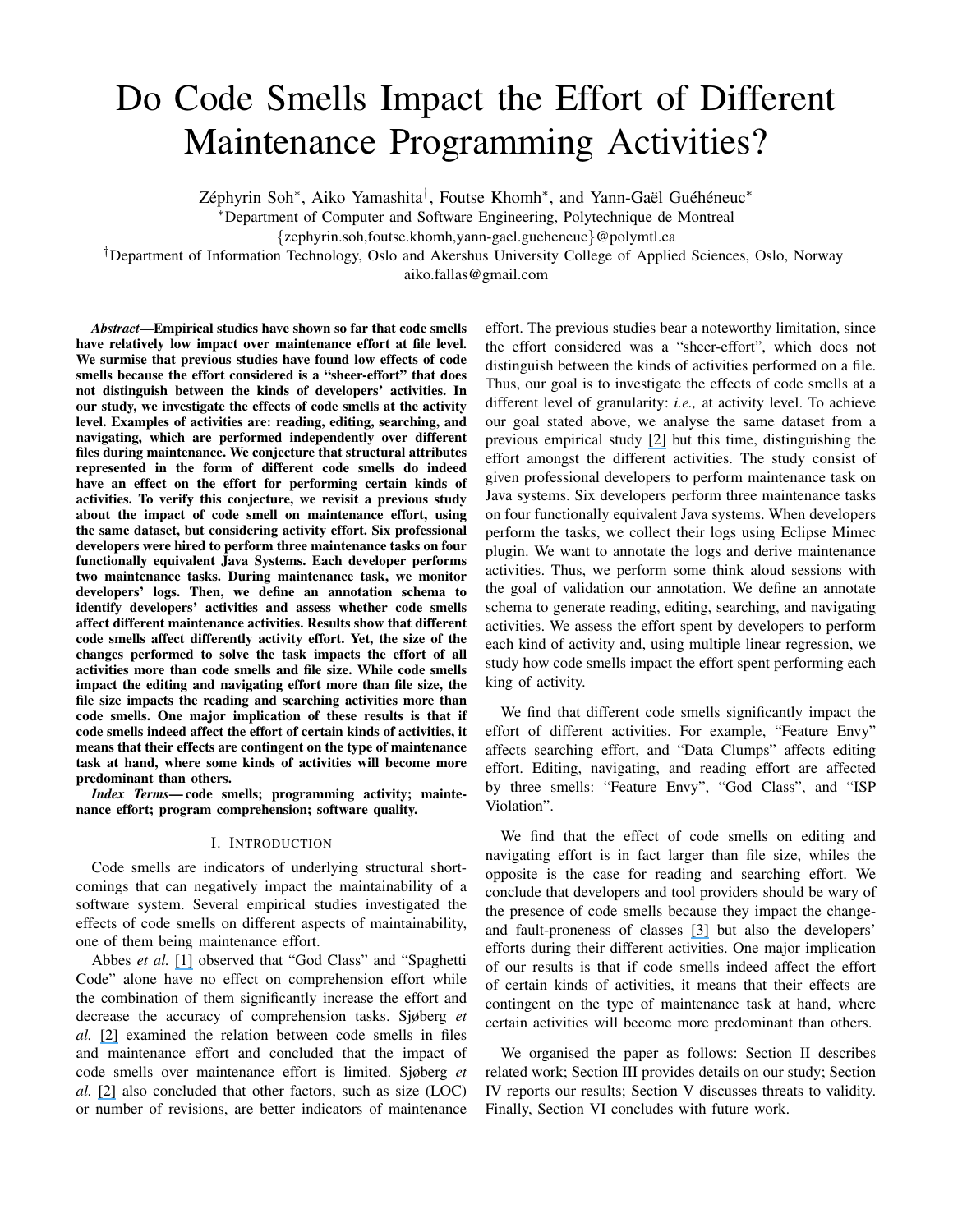# Do Code Smells Impact the Effort of Different Maintenance Programming Activities?

Zéphyrin Soh*, Aiko Yamashita†, Foutse Khomh*, and Yann-Gaël Guéhéneuc*

*Department of Computer and Software Engineering, Polytechnique de Montreal

{zephyrin.soh,foutse.khomh,yann-gael.gueheneuc}@polymtl.ca

†Department of Information Technology, Oslo and Akershus University College of Applied Sciences, Oslo, Norway

aiko.fallas@gmail.com

***Abstract*—Empirical studies have shown so far that code smells have relatively low impact over maintenance effort at file level. We surmise that previous studies have found low effects of code smells because the effort considered is a "sheer-effort" that does not distinguish between the kinds of developers' activities. In our study, we investigate the effects of code smells at the activity level. Examples of activities are: reading, editing, searching, and navigating, which are performed independently over different files during maintenance. We conjecture that structural attributes represented in the form of different code smells do indeed have an effect on the effort for performing certain kinds of activities. To verify this conjecture, we revisit a previous study about the impact of code smell on maintenance effort, using the same dataset, but considering activity effort. Six professional developers were hired to perform three maintenance tasks on four functionally equivalent Java Systems. Each developer performs two maintenance tasks. During maintenance task, we monitor developers' logs. Then, we define an annotation schema to identify developers' activities and assess whether code smells affect different maintenance activities. Results show that different code smells affect differently activity effort. Yet, the size of the changes performed to solve the task impacts the effort of all activities more than code smells and file size. While code smells impact the editing and navigating effort more than file size, the file size impacts the reading and searching activities more than code smells. One major implication of these results is that if code smells indeed affect the effort of certain kinds of activities, it means that their effects are contingent on the type of maintenance task at hand, where some kinds of activities will become more predominant than others.**

***Index Terms*— code smells; programming activity; maintenance effort; program comprehension; software quality.**

## I. Introduction

Code smells are indicators of underlying structural shortcomings that can negatively impact the maintainability of a software system. Several empirical studies investigated the effects of code smells on different aspects of maintainability, one of them being maintenance effort.

Abbes *et al.* [1] observed that "God Class" and "Spaghetti Code" alone have no effect on comprehension effort while the combination of them significantly increase the effort and decrease the accuracy of comprehension tasks. Sjøberg *et al.* [2] examined the relation between code smells in files and maintenance effort and concluded that the impact of code smells over maintenance effort is limited. Sjøberg *et al.* [2] also concluded that other factors, such as size (LOC) or number of revisions, are better indicators of maintenance effort. The previous studies bear a noteworthy limitation, since the effort considered was a "sheer-effort", which does not distinguish between the kinds of activities performed on a file. Thus, our goal is to investigate the effects of code smells at a different level of granularity: *i.e.,* at activity level. To achieve our goal stated above, we analyse the same dataset from a previous empirical study [2] but this time, distinguishing the effort amongst the different activities. The study consist of given professional developers to perform maintenance task on Java systems. Six developers perform three maintenance tasks on four functionally equivalent Java systems. When developers perform the tasks, we collect their logs using Eclipse Mimec plugin. We want to annotate the logs and derive maintenance activities. Thus, we perform some think aloud sessions with the goal of validation our annotation. We define an annotate schema to generate reading, editing, searching, and navigating activities. We assess the effort spent by developers to perform each kind of activity and, using multiple linear regression, we study how code smells impact the effort spent performing each king of activity.

We find that different code smells significantly impact the effort of different activities. For example, "Feature Envy" affects searching effort, and "Data Clumps" affects editing effort. Editing, navigating, and reading effort are affected by three smells: "Feature Envy", "God Class", and "ISP Violation".

We find that the effect of code smells on editing and navigating effort is in fact larger than file size, whiles the opposite is the case for reading and searching effort. We conclude that developers and tool providers should be wary of the presence of code smells because they impact the change- and fault-proneness of classes [3] but also the developers' efforts during their different activities. One major implication of our results is that if code smells indeed affect the effort of certain kinds of activities, it means that their effects are contingent on the type of maintenance task at hand, where certain activities will become more predominant than others.

We organised the paper as follows: Section II describes related work; Section III provides details on our study; Section IV reports our results; Section V discusses threats to validity. Finally, Section VI concludes with future work.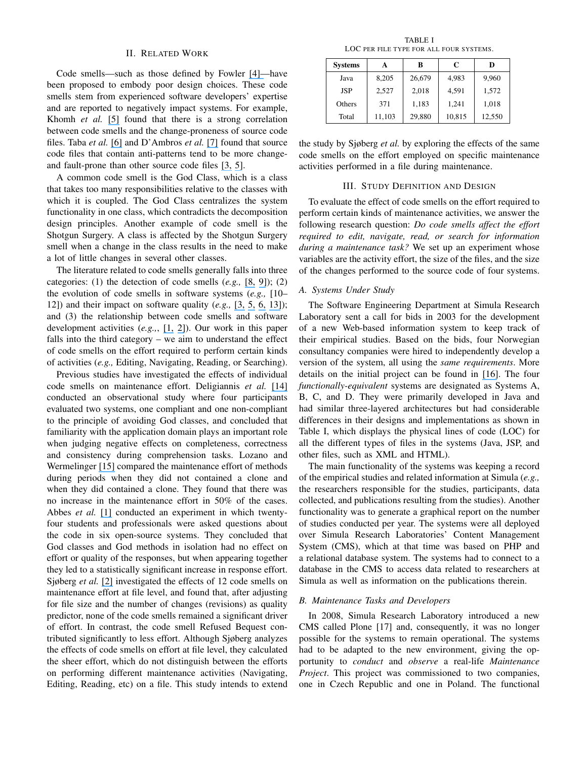## II. Related Work

Code smells—such as those defined by Fowler [4]—have been proposed to embody poor design choices. These code smells stem from experienced software developers' expertise and are reported to negatively impact systems. For example, Khomh *et al.* [5] found that there is a strong correlation between code smells and the change-proneness of source code files. Taba *et al.* [6] and D'Ambros *et al.* [7] found that source code files that contain anti-patterns tend to be more change- and fault-prone than other source code files [3, 5].

A common code smell is the God Class, which is a class that takes too many responsibilities relative to the classes with which it is coupled. The God Class centralizes the system functionality in one class, which contradicts the decomposition design principles. Another example of code smell is the Shotgun Surgery. A class is affected by the Shotgun Surgery smell when a change in the class results in the need to make a lot of little changes in several other classes.

The literature related to code smells generally falls into three categories: (1) the detection of code smells (*e.g.,* [8, 9]); (2) the evolution of code smells in software systems (*e.g.,* [10–12]) and their impact on software quality (*e.g.,* [3, 5, 6, 13]); and (3) the relationship between code smells and software development activities (*e.g.,*, [1, 2]). Our work in this paper falls into the third category – we aim to understand the effect of code smells on the effort required to perform certain kinds of activities (*e.g.,* Editing, Navigating, Reading, or Searching).

Previous studies have investigated the effects of individual code smells on maintenance effort. Deligiannis *et al.* [14] conducted an observational study where four participants evaluated two systems, one compliant and one non-compliant to the principle of avoiding God classes, and concluded that familiarity with the application domain plays an important role when judging negative effects on completeness, correctness and consistency during comprehension tasks. Lozano and Wermelinger [15] compared the maintenance effort of methods during periods when they did not contained a clone and when they did contained a clone. They found that there was no increase in the maintenance effort in 50% of the cases. Abbes *et al.* [1] conducted an experiment in which twenty-four students and professionals were asked questions about the code in six open-source systems. They concluded that God classes and God methods in isolation had no effect on effort or quality of the responses, but when appearing together they led to a statistically significant increase in response effort. Sjøberg *et al.* [2] investigated the effects of 12 code smells on maintenance effort at file level, and found that, after adjusting for file size and the number of changes (revisions) as quality predictor, none of the code smells remained a significant driver of effort. In contrast, the code smell Refused Bequest contributed significantly to less effort. Although Sjøberg analyzes the effects of code smells on effort at file level, they calculated the sheer effort, which do not distinguish between the efforts on performing different maintenance activities (Navigating, Editing, Reading, etc) on a file. This study intends to extend the study by Sjøberg *et al.* by exploring the effects of the same code smells on the effort employed on specific maintenance activities performed in a file during maintenance.

TABLE I
LOC PER FILE TYPE FOR ALL FOUR SYSTEMS.

| Systems | A | B | C | D |
|---|---|---|---|---|
| Java | 8,205 | 26,679 | 4,983 | 9,960 |
| JSP | 2,527 | 2,018 | 4,591 | 1,572 |
| Others | 371 | 1,183 | 1,241 | 1,018 |
| Total | 11,103 | 29,880 | 10,815 | 12,550 |

## III. Study Definition and Design

To evaluate the effect of code smells on the effort required to perform certain kinds of maintenance activities, we answer the following research question: *Do code smells affect the effort required to edit, navigate, read, or search for information during a maintenance task?* We set up an experiment whose variables are the activity effort, the size of the files, and the size of the changes performed to the source code of four systems.

### A. Systems Under Study

The Software Engineering Department at Simula Research Laboratory sent a call for bids in 2003 for the development of a new Web-based information system to keep track of their empirical studies. Based on the bids, four Norwegian consultancy companies were hired to independently develop a version of the system, all using the *same requirements*. More details on the initial project can be found in [16]. The four *functionally-equivalent* systems are designated as Systems A, B, C, and D. They were primarily developed in Java and had similar three-layered architectures but had considerable differences in their designs and implementations as shown in Table I, which displays the physical lines of code (LOC) for all the different types of files in the systems (Java, JSP, and other files, such as XML and HTML).

The main functionality of the systems was keeping a record of the empirical studies and related information at Simula (*e.g.,* the researchers responsible for the studies, participants, data collected, and publications resulting from the studies). Another functionality was to generate a graphical report on the number of studies conducted per year. The systems were all deployed over Simula Research Laboratories' Content Management System (CMS), which at that time was based on PHP and a relational database system. The systems had to connect to a database in the CMS to access data related to researchers at Simula as well as information on the publications therein.

### B. Maintenance Tasks and Developers

In 2008, Simula Research Laboratory introduced a new CMS called Plone [17] and, consequently, it was no longer possible for the systems to remain operational. The systems had to be adapted to the new environment, giving the opportunity to *conduct* and *observe* a real-life *Maintenance Project*. This project was commissioned to two companies, one in Czech Republic and one in Poland. The functional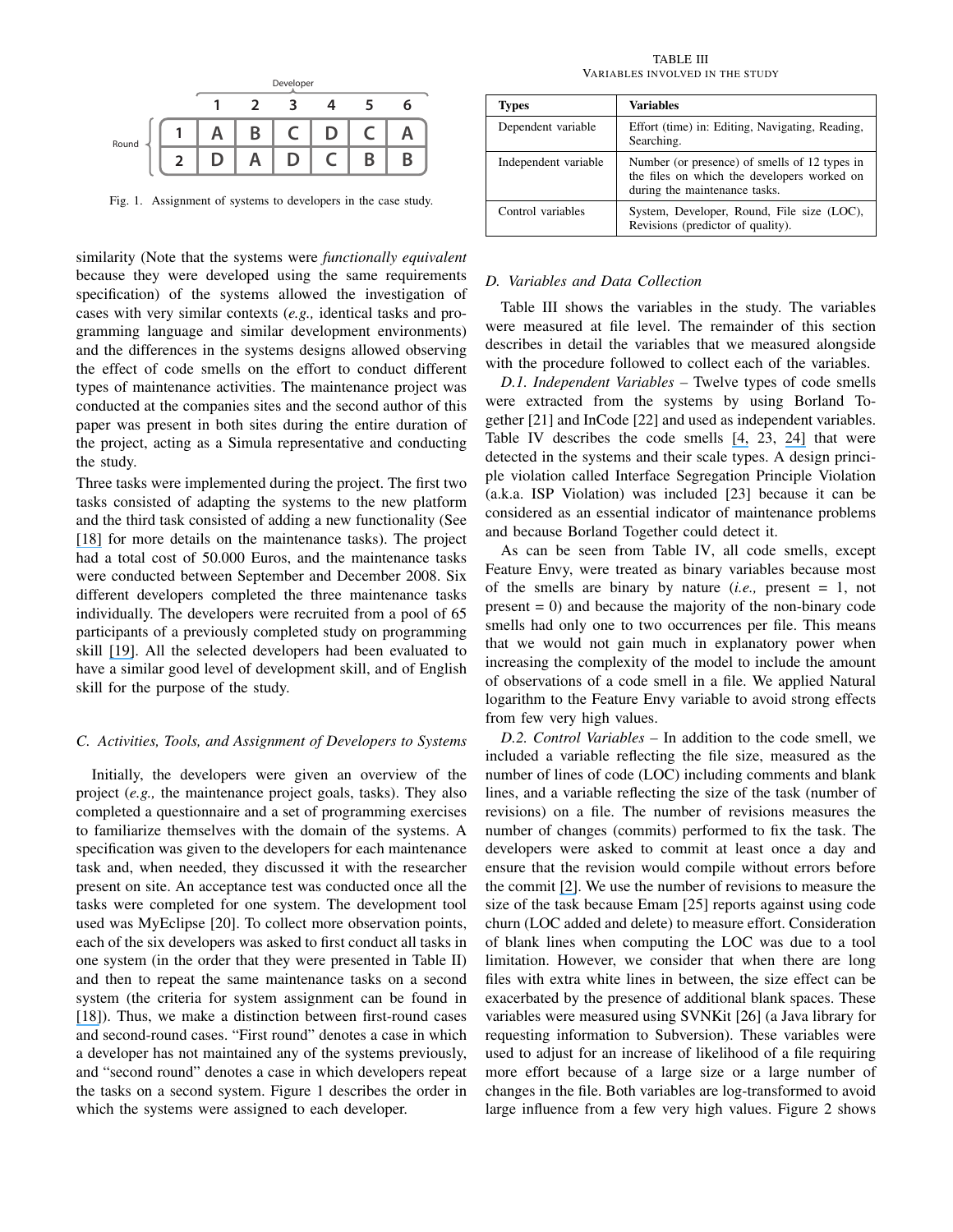| | | Developer | | | | | |
|---|---|---|---|---|---|---|---|
| | | 1 | 2 | 3 | 4 | 5 | 6 |
| Round | 1 | A | B | C | D | C | A |
| | 2 | D | A | D | C | B | B |

Fig. 1. Assignment of systems to developers in the case study.

similarity (Note that the systems were *functionally equivalent* because they were developed using the same requirements specification) of the systems allowed the investigation of cases with very similar contexts (*e.g.,* identical tasks and programming language and similar development environments) and the differences in the systems designs allowed observing the effect of code smells on the effort to conduct different types of maintenance activities. The maintenance project was conducted at the companies sites and the second author of this paper was present in both sites during the entire duration of the project, acting as a Simula representative and conducting the study.

Three tasks were implemented during the project. The first two tasks consisted of adapting the systems to the new platform and the third task consisted of adding a new functionality (See [18] for more details on the maintenance tasks). The project had a total cost of 50.000 Euros, and the maintenance tasks were conducted between September and December 2008. Six different developers completed the three maintenance tasks individually. The developers were recruited from a pool of 65 participants of a previously completed study on programming skill [19]. All the selected developers had been evaluated to have a similar good level of development skill, and of English skill for the purpose of the study.

### C. Activities, Tools, and Assignment of Developers to Systems

Initially, the developers were given an overview of the project (*e.g.,* the maintenance project goals, tasks). They also completed a questionnaire and a set of programming exercises to familiarize themselves with the domain of the systems. A specification was given to the developers for each maintenance task and, when needed, they discussed it with the researcher present on site. An acceptance test was conducted once all the tasks were completed for one system. The development tool used was MyEclipse [20]. To collect more observation points, each of the six developers was asked to first conduct all tasks in one system (in the order that they were presented in Table II) and then to repeat the same maintenance tasks on a second system (the criteria for system assignment can be found in [18]). Thus, we make a distinction between first-round cases and second-round cases. "First round" denotes a case in which a developer has not maintained any of the systems previously, and "second round" denotes a case in which developers repeat the tasks on a second system. Figure 1 describes the order in which the systems were assigned to each developer.

TABLE III
VARIABLES INVOLVED IN THE STUDY

| **Types** | **Variables** |
|---|---|
| Dependent variable | Effort (time) in: Editing, Navigating, Reading, Searching. |
| Independent variable | Number (or presence) of smells of 12 types in the files on which the developers worked on during the maintenance tasks. |
| Control variables | System, Developer, Round, File size (LOC), Revisions (predictor of quality). |

### D. Variables and Data Collection

Table III shows the variables in the study. The variables were measured at file level. The remainder of this section describes in detail the variables that we measured alongside with the procedure followed to collect each of the variables.

*D.1. Independent Variables* – Twelve types of code smells were extracted from the systems by using Borland Together [21] and InCode [22] and used as independent variables. Table IV describes the code smells [4, 23, 24] that were detected in the systems and their scale types. A design principle violation called Interface Segregation Principle Violation (a.k.a. ISP Violation) was included [23] because it can be considered as an essential indicator of maintenance problems and because Borland Together could detect it.

As can be seen from Table IV, all code smells, except Feature Envy, were treated as binary variables because most of the smells are binary by nature (*i.e.,* present = 1, not present = 0) and because the majority of the non-binary code smells had only one to two occurrences per file. This means that we would not gain much in explanatory power when increasing the complexity of the model to include the amount of observations of a code smell in a file. We applied Natural logarithm to the Feature Envy variable to avoid strong effects from few very high values.

*D.2. Control Variables* – In addition to the code smell, we included a variable reflecting the file size, measured as the number of lines of code (LOC) including comments and blank lines, and a variable reflecting the size of the task (number of revisions) on a file. The number of revisions measures the number of changes (commits) performed to fix the task. The developers were asked to commit at least once a day and ensure that the revision would compile without errors before the commit [2]. We use the number of revisions to measure the size of the task because Emam [25] reports against using code churn (LOC added and delete) to measure effort. Consideration of blank lines when computing the LOC was due to a tool limitation. However, we consider that when there are long files with extra white lines in between, the size effect can be exacerbated by the presence of additional blank spaces. These variables were measured using SVNKit [26] (a Java library for requesting information to Subversion). These variables were used to adjust for an increase of likelihood of a file requiring more effort because of a large size or a large number of changes in the file. Both variables are log-transformed to avoid large influence from a few very high values. Figure 2 shows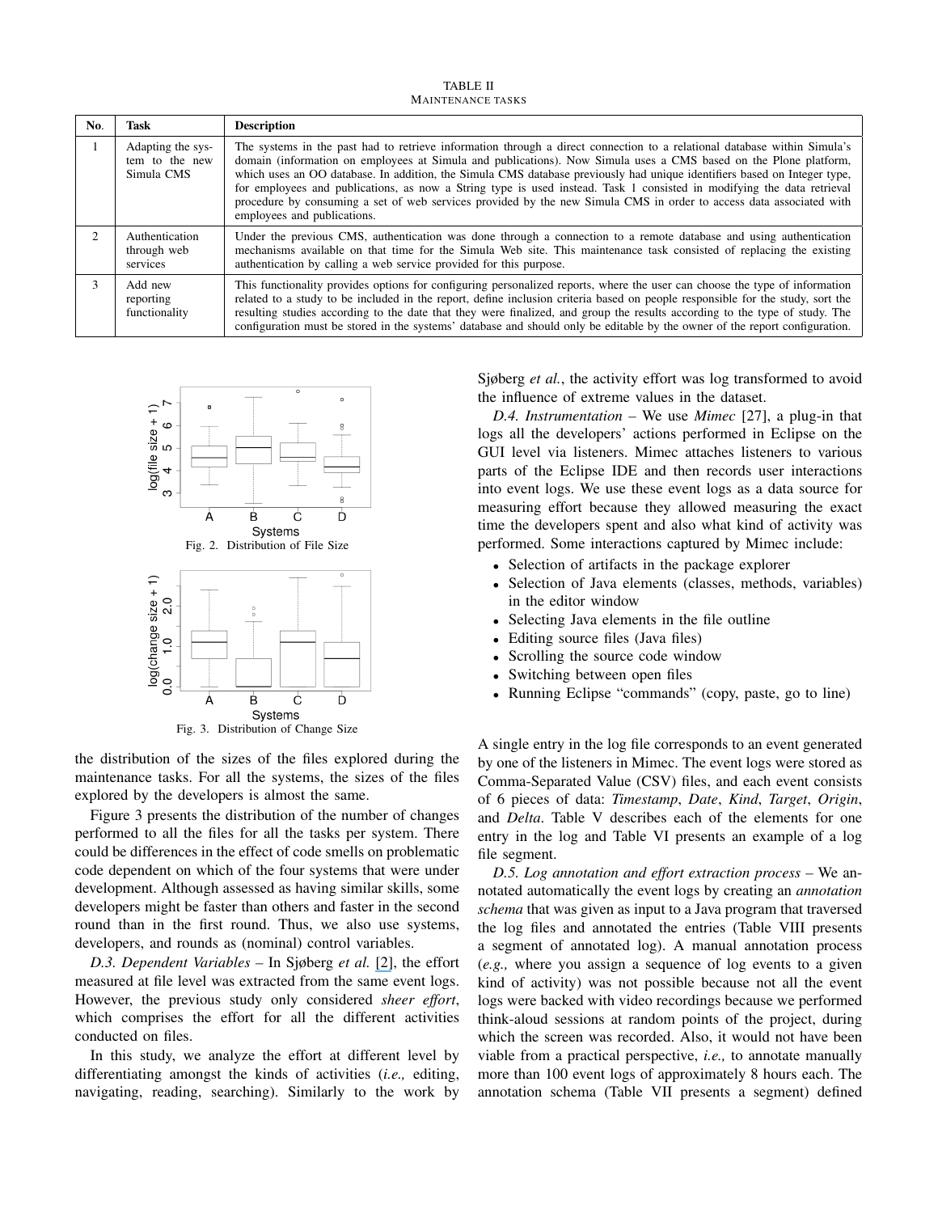TABLE II
MAINTENANCE TASKS

| No. | Task | Description |
|---|---|---|
| 1 | Adapting the system to the new Simula CMS | The systems in the past had to retrieve information through a direct connection to a relational database within Simula's domain (information on employees at Simula and publications). Now Simula uses a CMS based on the Plone platform, which uses an OO database. In addition, the Simula CMS database previously had unique identifiers based on Integer type, for employees and publications, as now a String type is used instead. Task 1 consisted in modifying the data retrieval procedure by consuming a set of web services provided by the new Simula CMS in order to access data associated with employees and publications. |
| 2 | Authentication through web services | Under the previous CMS, authentication was done through a connection to a remote database and using authentication mechanisms available on that time for the Simula Web site. This maintenance task consisted of replacing the existing authentication by calling a web service provided for this purpose. |
| 3 | Add new reporting functionality | This functionality provides options for configuring personalized reports, where the user can choose the type of information related to a study to be included in the report, define inclusion criteria based on people responsible for the study, sort the resulting studies according to the date that they were finalized, and group the results according to the type of study. The configuration must be stored in the systems' database and should only be editable by the owner of the report configuration. |

Fig. 2. Distribution of File Size

Fig. 3. Distribution of Change Size

the distribution of the sizes of the files explored during the maintenance tasks. For all the systems, the sizes of the files explored by the developers is almost the same.

Figure 3 presents the distribution of the number of changes performed to all the files for all the tasks per system. There could be differences in the effect of code smells on problematic code dependent on which of the four systems that were under development. Although assessed as having similar skills, some developers might be faster than others and faster in the second round than in the first round. Thus, we also use systems, developers, and rounds as (nominal) control variables.

*D.3. Dependent Variables* – In Sjøberg *et al.* [2], the effort measured at file level was extracted from the same event logs. However, the previous study only considered *sheer effort*, which comprises the effort for all the different activities conducted on files.

In this study, we analyze the effort at different level by differentiating amongst the kinds of activities (*i.e.,* editing, navigating, reading, searching). Similarly to the work by Sjøberg *et al.*, the activity effort was log transformed to avoid the influence of extreme values in the dataset.

*D.4. Instrumentation* – We use *Mimec* [27], a plug-in that logs all the developers' actions performed in Eclipse on the GUI level via listeners. Mimec attaches listeners to various parts of the Eclipse IDE and then records user interactions into event logs. We use these event logs as a data source for measuring effort because they allowed measuring the exact time the developers spent and also what kind of activity was performed. Some interactions captured by Mimec include:

- Selection of artifacts in the package explorer
- Selection of Java elements (classes, methods, variables) in the editor window
- Selecting Java elements in the file outline
- Editing source files (Java files)
- Scrolling the source code window
- Switching between open files
- Running Eclipse "commands" (copy, paste, go to line)

A single entry in the log file corresponds to an event generated by one of the listeners in Mimec. The event logs were stored as Comma-Separated Value (CSV) files, and each event consists of 6 pieces of data: *Timestamp*, *Date*, *Kind*, *Target*, *Origin*, and *Delta*. Table V describes each of the elements for one entry in the log and Table VI presents an example of a log file segment.

*D.5. Log annotation and effort extraction process* – We annotated automatically the event logs by creating an *annotation schema* that was given as input to a Java program that traversed the log files and annotated the entries (Table VIII presents a segment of annotated log). A manual annotation process (*e.g.,* where you assign a sequence of log events to a given kind of activity) was not possible because not all the event logs were backed with video recordings because we performed think-aloud sessions at random points of the project, during which the screen was recorded. Also, it would not have been viable from a practical perspective, *i.e.,* to annotate manually more than 100 event logs of approximately 8 hours each. The annotation schema (Table VII presents a segment) defined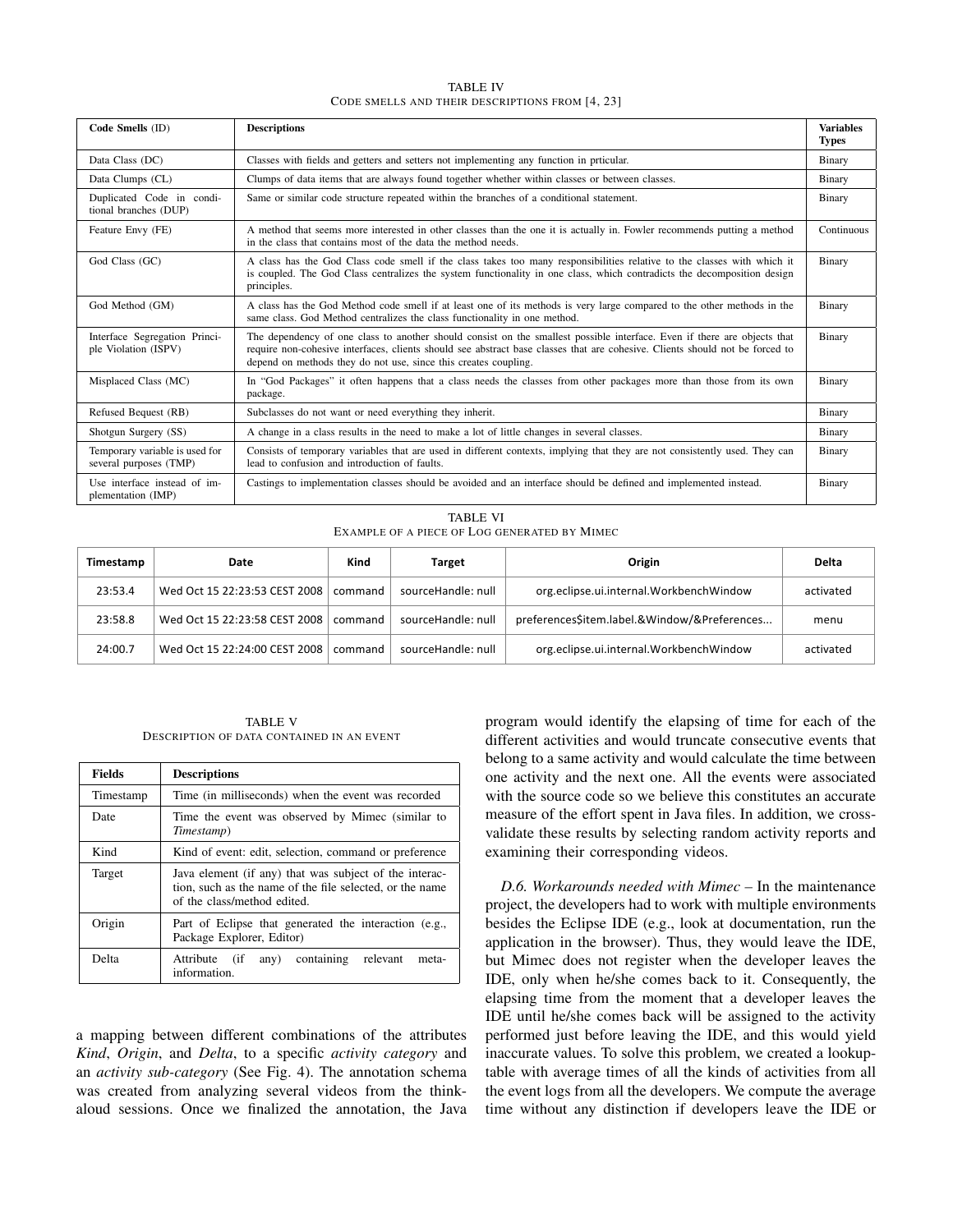TABLE IV
CODE SMELLS AND THEIR DESCRIPTIONS FROM [4, 23]

| Code Smells (ID) | Descriptions | Variables Types |
|---|---|---|
| Data Class (DC) | Classes with fields and getters and setters not implementing any function in prticular. | Binary |
| Data Clumps (CL) | Clumps of data items that are always found together whether within classes or between classes. | Binary |
| Duplicated Code in conditional branches (DUP) | Same or similar code structure repeated within the branches of a conditional statement. | Binary |
| Feature Envy (FE) | A method that seems more interested in other classes than the one it is actually in. Fowler recommends putting a method in the class that contains most of the data the method needs. | Continuous |
| God Class (GC) | A class has the God Class code smell if the class takes too many responsibilities relative to the classes with which it is coupled. The God Class centralizes the system functionality in one class, which contradicts the decomposition design principles. | Binary |
| God Method (GM) | A class has the God Method code smell if at least one of its methods is very large compared to the other methods in the same class. God Method centralizes the class functionality in one method. | Binary |
| Interface Segregation Principle Violation (ISPV) | The dependency of one class to another should consist on the smallest possible interface. Even if there are objects that require non-cohesive interfaces, clients should see abstract base classes that are cohesive. Clients should not be forced to depend on methods they do not use, since this creates coupling. | Binary |
| Misplaced Class (MC) | In "God Packages" it often happens that a class needs the classes from other packages more than those from its own package. | Binary |
| Refused Bequest (RB) | Subclasses do not want or need everything they inherit. | Binary |
| Shotgun Surgery (SS) | A change in a class results in the need to make a lot of little changes in several classes. | Binary |
| Temporary variable is used for several purposes (TMP) | Consists of temporary variables that are used in different contexts, implying that they are not consistently used. They can lead to confusion and introduction of faults. | Binary |
| Use interface instead of implementation (IMP) | Castings to implementation classes should be avoided and an interface should be defined and implemented instead. | Binary |

TABLE VI
EXAMPLE OF A PIECE OF LOG GENERATED BY MIMEC

| Timestamp | Date | Kind | Target | Origin | Delta |
|---|---|---|---|---|---|
| 23:53.4 | Wed Oct 15 22:23:53 CEST 2008 | command | sourceHandle: null | org.eclipse.ui.internal.WorkbenchWindow | activated |
| 23:58.8 | Wed Oct 15 22:23:58 CEST 2008 | command | sourceHandle: null | preferences$item.label.&Window/&Preferences... | menu |
| 24:00.7 | Wed Oct 15 22:24:00 CEST 2008 | command | sourceHandle: null | org.eclipse.ui.internal.WorkbenchWindow | activated |

TABLE V
DESCRIPTION OF DATA CONTAINED IN AN EVENT

| Fields | Descriptions |
|---|---|
| Timestamp | Time (in milliseconds) when the event was recorded |
| Date | Time the event was observed by Mimec (similar to *Timestamp*) |
| Kind | Kind of event: edit, selection, command or preference |
| Target | Java element (if any) that was subject of the interaction, such as the name of the file selected, or the name of the class/method edited. |
| Origin | Part of Eclipse that generated the interaction (e.g., Package Explorer, Editor) |
| Delta | Attribute (if any) containing relevant meta-information. |

a mapping between different combinations of the attributes *Kind*, *Origin*, and *Delta*, to a specific *activity category* and an *activity sub-category* (See Fig. 4). The annotation schema was created from analyzing several videos from the think-aloud sessions. Once we finalized the annotation, the Java program would identify the elapsing of time for each of the different activities and would truncate consecutive events that belong to a same activity and would calculate the time between one activity and the next one. All the events were associated with the source code so we believe this constitutes an accurate measure of the effort spent in Java files. In addition, we cross-validate these results by selecting random activity reports and examining their corresponding videos.

*D.6. Workarounds needed with Mimec* – In the maintenance project, the developers had to work with multiple environments besides the Eclipse IDE (e.g., look at documentation, run the application in the browser). Thus, they would leave the IDE, but Mimec does not register when the developer leaves the IDE, only when he/she comes back to it. Consequently, the elapsing time from the moment that a developer leaves the IDE until he/she comes back will be assigned to the activity performed just before leaving the IDE, and this would yield inaccurate values. To solve this problem, we created a lookup-table with average times of all the kinds of activities from all the event logs from all the developers. We compute the average time without any distinction if developers leave the IDE or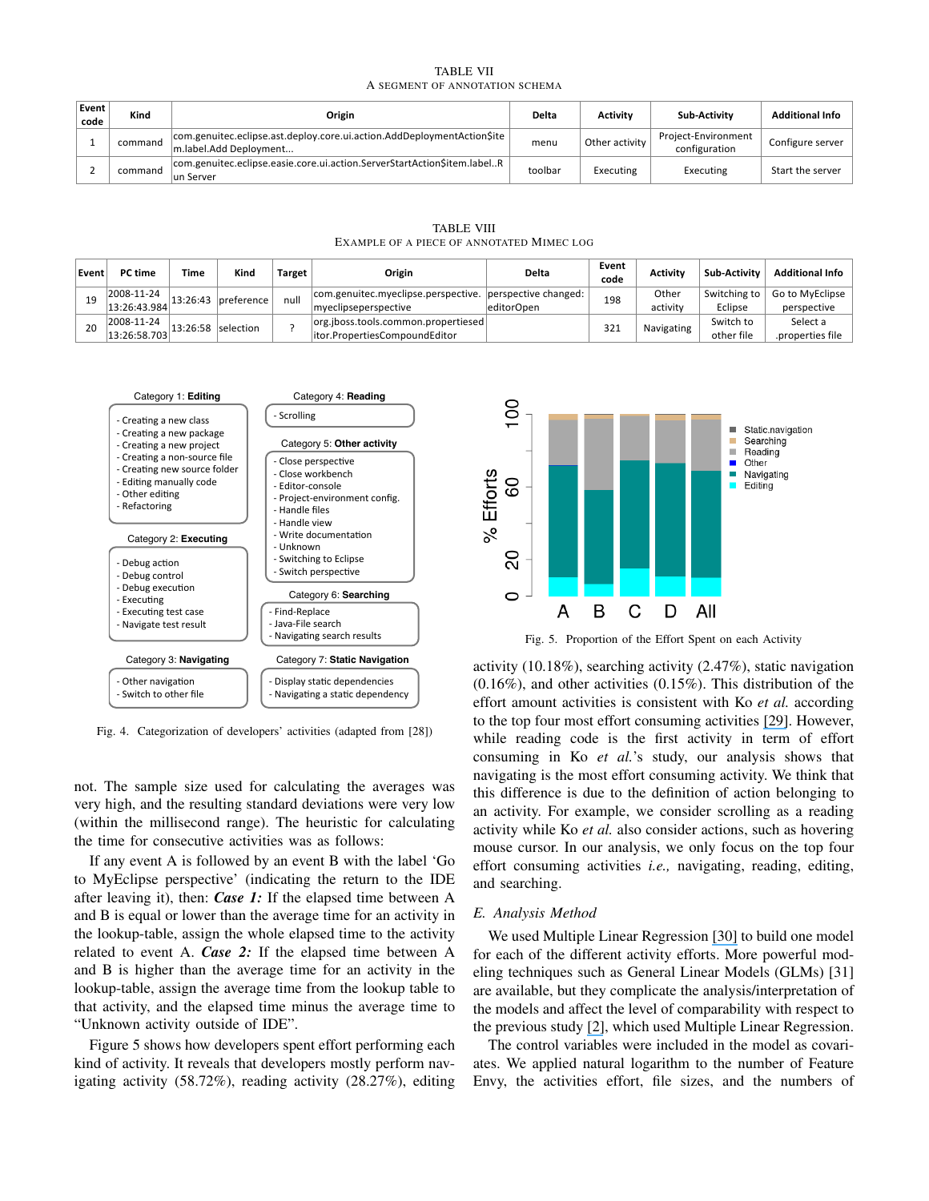TABLE VII
A SEGMENT OF ANNOTATION SCHEMA

| Event code | Kind | Origin | Delta | Activity | Sub-Activity | Additional Info |
|---|---|---|---|---|---|---|
| 1 | command | com.genuitec.eclipse.ast.deploy.core.ui.action.AddDeploymentAction$item.label.Add Deployment... | menu | Other activity | Project-Environment configuration | Configure server |
| 2 | command | com.genuitec.eclipse.easie.core.ui.action.ServerStartAction$item.label..Run Server | toolbar | Executing | Executing | Start the server |

TABLE VIII
EXAMPLE OF A PIECE OF ANNOTATED MIMEC LOG

| Event | PC time | Time | Kind | Target | Origin | Delta | Event code | Activity | Sub-Activity | Additional Info |
|---|---|---|---|---|---|---|---|---|---|---|
| 19 | 2008-11-24 13:26:43.984 | 13:26:43 | preference | null | com.genuitec.myeclipse.perspective.myeclipseperspective | perspective changed: editorOpen | 198 | Other activity | Switching to Eclipse | Go to MyEclipse perspective |
| 20 | 2008-11-24 13:26:58.703 | 13:26:58 | selection | ? | org.jboss.tools.common.propertieseditor.PropertiesCompoundEditor | | 321 | Navigating | Switch to other file | Select a .properties file |

Category 1: **Editing**
- Creating a new class
- Creating a new package
- Creating a new project
- Creating a non-source file
- Creating new source folder
- Editing manually code
- Other editing
- Refactoring

Category 2: **Executing**
- Debug action
- Debug control
- Debug execution
- Executing
- Executing test case
- Navigate test result

Category 3: **Navigating**
- Other navigation
- Switch to other file

Category 4: **Reading**
- Scrolling

Category 5: **Other activity**
- Close perspective
- Close workbench
- Editor-console
- Project-environment config.
- Handle files
- Handle view
- Write documentation
- Unknown
- Switching to Eclipse
- Switch perspective

Category 6: **Searching**
- Find-Replace
- Java-File search
- Navigating search results

Category 7: **Static Navigation**
- Display static dependencies
- Navigating a static dependency

Fig. 4. Categorization of developers' activities (adapted from [28])

not. The sample size used for calculating the averages was very high, and the resulting standard deviations were very low (within the millisecond range). The heuristic for calculating the time for consecutive activities was as follows:

If any event A is followed by an event B with the label 'Go to MyEclipse perspective' (indicating the return to the IDE after leaving it), then: ***Case 1:*** If the elapsed time between A and B is equal or lower than the average time for an activity in the lookup-table, assign the whole elapsed time to the activity related to event A. ***Case 2:*** If the elapsed time between A and B is higher than the average time for an activity in the lookup-table, assign the average time from the lookup table to that activity, and the elapsed time minus the average time to "Unknown activity outside of IDE".

Figure 5 shows how developers spent effort performing each kind of activity. It reveals that developers mostly perform navigating activity (58.72%), reading activity (28.27%), editing activity (10.18%), searching activity (2.47%), static navigation (0.16%), and other activities (0.15%). This distribution of the effort amount activities is consistent with Ko *et al.* according to the top four most effort consuming activities [29]. However, while reading code is the first activity in term of effort consuming in Ko *et al.*'s study, our analysis shows that navigating is the most effort consuming activity. We think that this difference is due to the definition of action belonging to an activity. For example, we consider scrolling as a reading activity while Ko *et al.* also consider actions, such as hovering mouse cursor. In our analysis, we only focus on the top four effort consuming activities *i.e.,* navigating, reading, editing, and searching.

Fig. 5. Proportion of the Effort Spent on each Activity

### E. Analysis Method

We used Multiple Linear Regression [30] to build one model for each of the different activity efforts. More powerful modeling techniques such as General Linear Models (GLMs) [31] are available, but they complicate the analysis/interpretation of the models and affect the level of comparability with respect to the previous study [2], which used Multiple Linear Regression.

The control variables were included in the model as covariates. We applied natural logarithm to the number of Feature Envy, the activities effort, file sizes, and the numbers of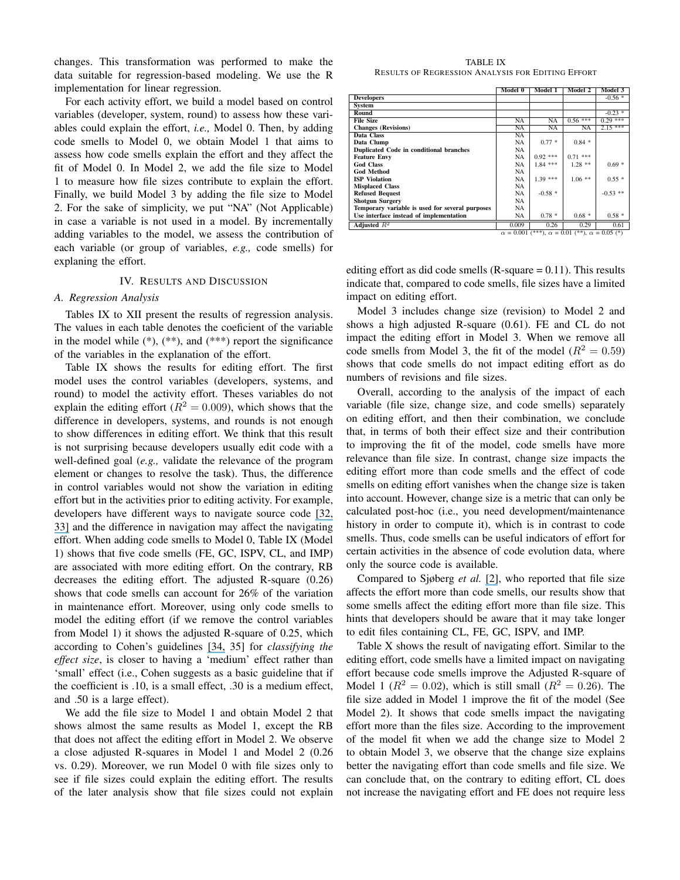changes. This transformation was performed to make the data suitable for regression-based modeling. We use the R implementation for linear regression.

For each activity effort, we build a model based on control variables (developer, system, round) to assess how these variables could explain the effort, *i.e.,* Model 0. Then, by adding code smells to Model 0, we obtain Model 1 that aims to assess how code smells explain the effort and they affect the fit of Model 0. In Model 2, we add the file size to Model 1 to measure how file sizes contribute to explain the effort. Finally, we build Model 3 by adding the file size to Model 2. For the sake of simplicity, we put "NA" (Not Applicable) in case a variable is not used in a model. By incrementally adding variables to the model, we assess the contribution of each variable (or group of variables, *e.g.,* code smells) for explaning the effort.

## IV. Results and Discussion

### A. Regression Analysis

Tables IX to XII present the results of regression analysis. The values in each table denotes the coeficient of the variable in the model while (*), (**), and (***) report the significance of the variables in the explanation of the effort.

Table IX shows the results for editing effort. The first model uses the control variables (developers, systems, and round) to model the activity effort. Theses variables do not explain the editing effort ($R^2 = 0.009$), which shows that the difference in developers, systems, and rounds is not enough to show differences in editing effort. We think that this result is not surprising because developers usually edit code with a well-defined goal (*e.g.,* validate the relevance of the program element or changes to resolve the task). Thus, the difference in control variables would not show the variation in editing effort but in the activities prior to editing activity. For example, developers have different ways to navigate source code [32, 33] and the difference in navigation may affect the navigating effort. When adding code smells to Model 0, Table IX (Model 1) shows that five code smells (FE, GC, ISPV, CL, and IMP) are associated with more editing effort. On the contrary, RB decreases the editing effort. The adjusted R-square (0.26) shows that code smells can account for 26% of the variation in maintenance effort. Moreover, using only code smells to model the editing effort (if we remove the control variables from Model 1) it shows the adjusted R-square of 0.25, which according to Cohen's guidelines [34, 35] for *classifying the effect size*, is closer to having a 'medium' effect rather than 'small' effect (i.e., Cohen suggests as a basic guideline that if the coefficient is .10, is a small effect, .30 is a medium effect, and .50 is a large effect).

We add the file size to Model 1 and obtain Model 2 that shows almost the same results as Model 1, except the RB that does not affect the editing effort in Model 2. We observe a close adjusted R-squares in Model 1 and Model 2 (0.26 vs. 0.29). Moreover, we run Model 0 with file sizes only to see if file sizes could explain the editing effort. The results of the later analysis show that file sizes could not explain editing effort as did code smells (R-square = 0.11). This results indicate that, compared to code smells, file sizes have a limited impact on editing effort.

TABLE IX
Results of Regression Analysis for Editing Effort

| | Model 0 | Model 1 | Model 2 | Model 3 |
|---|---|---|---|---|
| **Developers** | | | | -0.56 * |
| **System** | | | | |
| **Round** | | | | -0.23 * |
| **File Size** | NA | NA | 0.56 *** | 0.29 *** |
| **Changes (Revisions)** | NA | NA | NA | 2.15 *** |
| **Data Class** | NA | | | |
| **Data Clump** | NA | 0.77 * | 0.84 * | |
| **Duplicated Code in conditional branches** | NA | | | |
| **Feature Envy** | NA | 0.92 *** | 0.71 *** | |
| **God Class** | NA | 1.84 *** | 1.28 ** | 0.69 * |
| **God Method** | NA | | | |
| **ISP Violation** | NA | 1.39 *** | 1.06 ** | 0.55 * |
| **Misplaced Class** | NA | | | |
| **Refused Bequest** | NA | -0.58 * | | -0.53 ** |
| **Shotgun Surgery** | NA | | | |
| **Temporary variable is used for several purposes** | NA | | | |
| **Use interface instead of implementation** | NA | 0.78 * | 0.68 * | 0.58 * |
| **Adjusted $R^2$** | 0.009 | 0.26 | 0.29 | 0.61 |

$\alpha$ = 0.001 (***), $\alpha$ = 0.01 (**), $\alpha$ = 0.05 (*)

Model 3 includes change size (revision) to Model 2 and shows a high adjusted R-square (0.61). FE and CL do not impact the editing effort in Model 3. When we remove all code smells from Model 3, the fit of the model ($R^2 = 0.59$) shows that code smells do not impact editing effort as do numbers of revisions and file sizes.

Overall, according to the analysis of the impact of each variable (file size, change size, and code smells) separately on editing effort, and then their combination, we conclude that, in terms of both their effect size and their contribution to improving the fit of the model, code smells have more relevance than file size. In contrast, change size impacts the editing effort more than code smells and the effect of code smells on editing effort vanishes when the change size is taken into account. However, change size is a metric that can only be calculated post-hoc (i.e., you need development/maintenance history in order to compute it), which is in contrast to code smells. Thus, code smells can be useful indicators of effort for certain activities in the absence of code evolution data, where only the source code is available.

Compared to Sjøberg *et al.* [2], who reported that file size affects the effort more than code smells, our results show that some smells affect the editing effort more than file size. This hints that developers should be aware that it may take longer to edit files containing CL, FE, GC, ISPV, and IMP.

Table X shows the result of navigating effort. Similar to the editing effort, code smells have a limited impact on navigating effort because code smells improve the Adjusted R-square of Model 1 ($R^2 = 0.02$), which is still small ($R^2 = 0.26$). The file size added in Model 1 improve the fit of the model (See Model 2). It shows that code smells impact the navigating effort more than the files sizes. According to the improvement of the model fit when we add the change size to Model 2 to obtain Model 3, we observe that the change size explains better the navigating effort than code smells and file size. We can conclude that, on the contrary to editing effort, CL does not increase the navigating effort and FE does not require less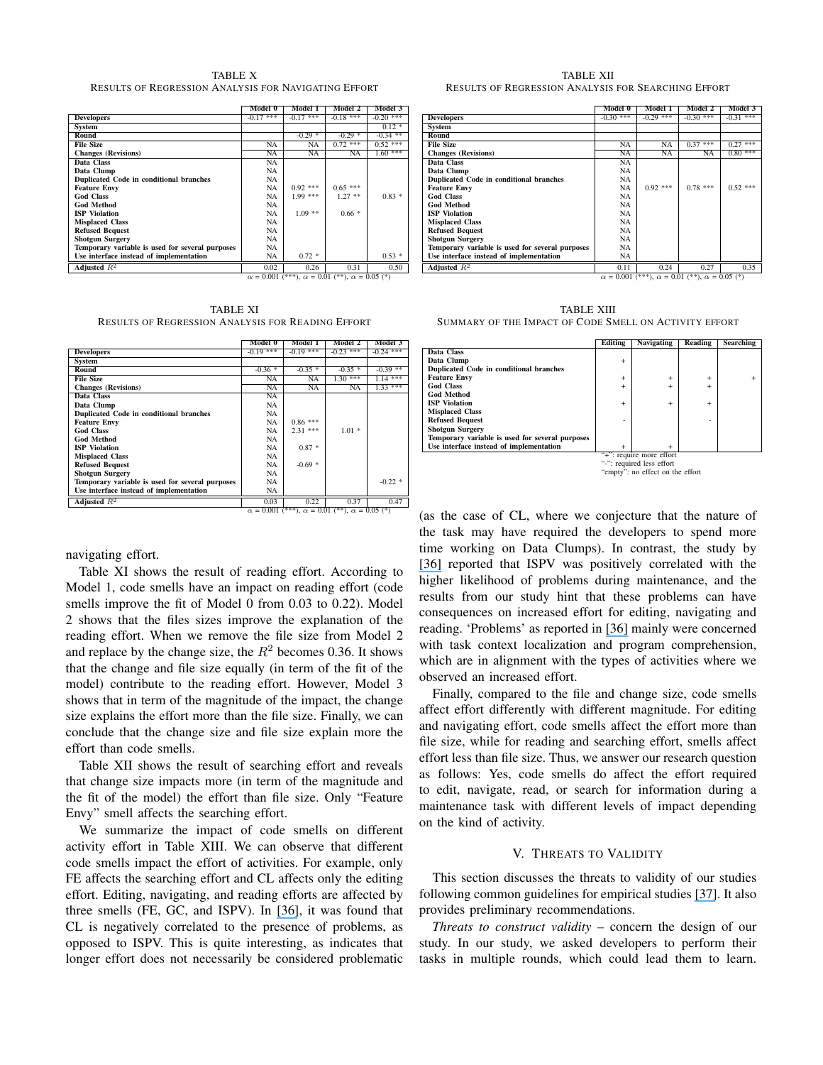TABLE X
RESULTS OF REGRESSION ANALYSIS FOR NAVIGATING EFFORT

| | Model 0 | Model 1 | Model 2 | Model 3 |
|---|---|---|---|---|
| **Developers** | -0.17 *** | -0.17 *** | -0.18 *** | -0.20 *** |
| **System** | | | | 0.12 * |
| **Round** | | -0.29 * | -0.29 * | -0.34 ** |
| **File Size** | NA | NA | 0.72 *** | 0.52 *** |
| **Changes (Revisions)** | NA | NA | NA | 1.60 *** |
| **Data Class** | NA | | | |
| **Data Clump** | NA | | | |
| **Duplicated Code in conditional branches** | NA | | | |
| **Feature Envy** | NA | 0.92 *** | 0.65 *** | |
| **God Class** | NA | 1.99 *** | 1.27 ** | 0.83 * |
| **God Method** | NA | | | |
| **ISP Violation** | NA | 1.09 ** | 0.66 * | |
| **Misplaced Class** | NA | | | |
| **Refused Bequest** | NA | | | |
| **Shotgun Surgery** | NA | | | |
| **Temporary variable is used for several purposes** | NA | | | |
| **Use interface instead of implementation** | NA | 0.72 * | | 0.53 * |
| **Adjusted $R^2$** | 0.02 | 0.26 | 0.31 | 0.50 |

$\alpha$ = 0.001 (***), $\alpha$ = 0.01 (**), $\alpha$ = 0.05 (*)

TABLE XI
RESULTS OF REGRESSION ANALYSIS FOR READING EFFORT

| | Model 0 | Model 1 | Model 2 | Model 3 |
|---|---|---|---|---|
| **Developers** | -0.19 *** | -0.19 *** | -0.23 *** | -0.24 *** |
| **System** | | | | |
| **Round** | -0.36 * | -0.35 * | -0.35 * | -0.39 ** |
| **File Size** | NA | NA | 1.30 *** | 1.14 *** |
| **Changes (Revisions)** | NA | NA | NA | 1.33 *** |
| **Data Class** | NA | | | |
| **Data Clump** | NA | | | |
| **Duplicated Code in conditional branches** | NA | | | |
| **Feature Envy** | NA | 0.86 *** | | |
| **God Class** | NA | 2.31 *** | 1.01 * | |
| **God Method** | NA | | | |
| **ISP Violation** | NA | 0.87 * | | |
| **Misplaced Class** | NA | | | |
| **Refused Bequest** | NA | -0.69 * | | |
| **Shotgun Surgery** | NA | | | |
| **Temporary variable is used for several purposes** | NA | | | -0.22 * |
| **Use interface instead of implementation** | NA | | | |
| **Adjusted $R^2$** | 0.03 | 0.22 | 0.37 | 0.47 |

$\alpha$ = 0.001 (***), $\alpha$ = 0.01 (**), $\alpha$ = 0.05 (*)

navigating effort.

Table XI shows the result of reading effort. According to Model 1, code smells have an impact on reading effort (code smells improve the fit of Model 0 from 0.03 to 0.22). Model 2 shows that the files sizes improve the explanation of the reading effort. When we remove the file size from Model 2 and replace by the change size, the $R^2$ becomes 0.36. It shows that the change and file size equally (in term of the fit of the model) contribute to the reading effort. However, Model 3 shows that in term of the magnitude of the impact, the change size explains the effort more than the file size. Finally, we can conclude that the change size and file size explain more the effort than code smells.

Table XII shows the result of searching effort and reveals that change size impacts more (in term of the magnitude and the fit of the model) the effort than file size. Only "Feature Envy" smell affects the searching effort.

We summarize the impact of code smells on different activity effort in Table XIII. We can observe that different code smells impact the effort of activities. For example, only FE affects the searching effort and CL affects only the editing effort. Editing, navigating, and reading efforts are affected by three smells (FE, GC, and ISPV). In [36], it was found that CL is negatively correlated to the presence of problems, as opposed to ISPV. This is quite interesting, as indicates that longer effort does not necessarily be considered problematic

TABLE XII
RESULTS OF REGRESSION ANALYSIS FOR SEARCHING EFFORT

| | Model 0 | Model 1 | Model 2 | Model 3 |
|---|---|---|---|---|
| **Developers** | -0.30 *** | -0.29 *** | -0.30 *** | -0.31 *** |
| **System** | | | | |
| **Round** | | | | |
| **File Size** | NA | NA | 0.37 *** | 0.27 *** |
| **Changes (Revisions)** | NA | NA | NA | 0.80 *** |
| **Data Class** | NA | | | |
| **Data Clump** | NA | | | |
| **Duplicated Code in conditional branches** | NA | | | |
| **Feature Envy** | NA | 0.92 *** | 0.78 *** | 0.52 *** |
| **God Class** | NA | | | |
| **God Method** | NA | | | |
| **ISP Violation** | NA | | | |
| **Misplaced Class** | NA | | | |
| **Refused Bequest** | NA | | | |
| **Shotgun Surgery** | NA | | | |
| **Temporary variable is used for several purposes** | NA | | | |
| **Use interface instead of implementation** | NA | | | |
| **Adjusted $R^2$** | 0.11 | 0.24 | 0.27 | 0.35 |

$\alpha$ = 0.001 (***), $\alpha$ = 0.01 (**), $\alpha$ = 0.05 (*)

TABLE XIII
SUMMARY OF THE IMPACT OF CODE SMELL ON ACTIVITY EFFORT

| | Editing | Navigating | Reading | Searching |
|---|---|---|---|---|
| **Data Class** | | | | |
| **Data Clump** | + | | | |
| **Duplicated Code in conditional branches** | | | | |
| **Feature Envy** | + | + | + | + |
| **God Class** | + | + | + | |
| **God Method** | | | | |
| **ISP Violation** | + | + | + | |
| **Misplaced Class** | | | | |
| **Refused Bequest** | - | | - | |
| **Shotgun Surgery** | | | | |
| **Temporary variable is used for several purposes** | | | | |
| **Use interface instead of implementation** | + | + | | |

"+": require more effort
"-": required less effort
"empty": no effect on the effort

(as the case of CL, where we conjecture that the nature of the task may have required the developers to spend more time working on Data Clumps). In contrast, the study by [36] reported that ISPV was positively correlated with the higher likelihood of problems during maintenance, and the results from our study hint that these problems can have consequences on increased effort for editing, navigating and reading. 'Problems' as reported in [36] mainly were concerned with task context localization and program comprehension, which are in alignment with the types of activities where we observed an increased effort.

Finally, compared to the file and change size, code smells affect effort differently with different magnitude. For editing and navigating effort, code smells affect the effort more than file size, while for reading and searching effort, smells affect effort less than file size. Thus, we answer our research question as follows: Yes, code smells do affect the effort required to edit, navigate, read, or search for information during a maintenance task with different levels of impact depending on the kind of activity.

## V. Threats to Validity

This section discusses the threats to validity of our studies following common guidelines for empirical studies [37]. It also provides preliminary recommendations.

*Threats to construct validity* – concern the design of our study. In our study, we asked developers to perform their tasks in multiple rounds, which could lead them to learn.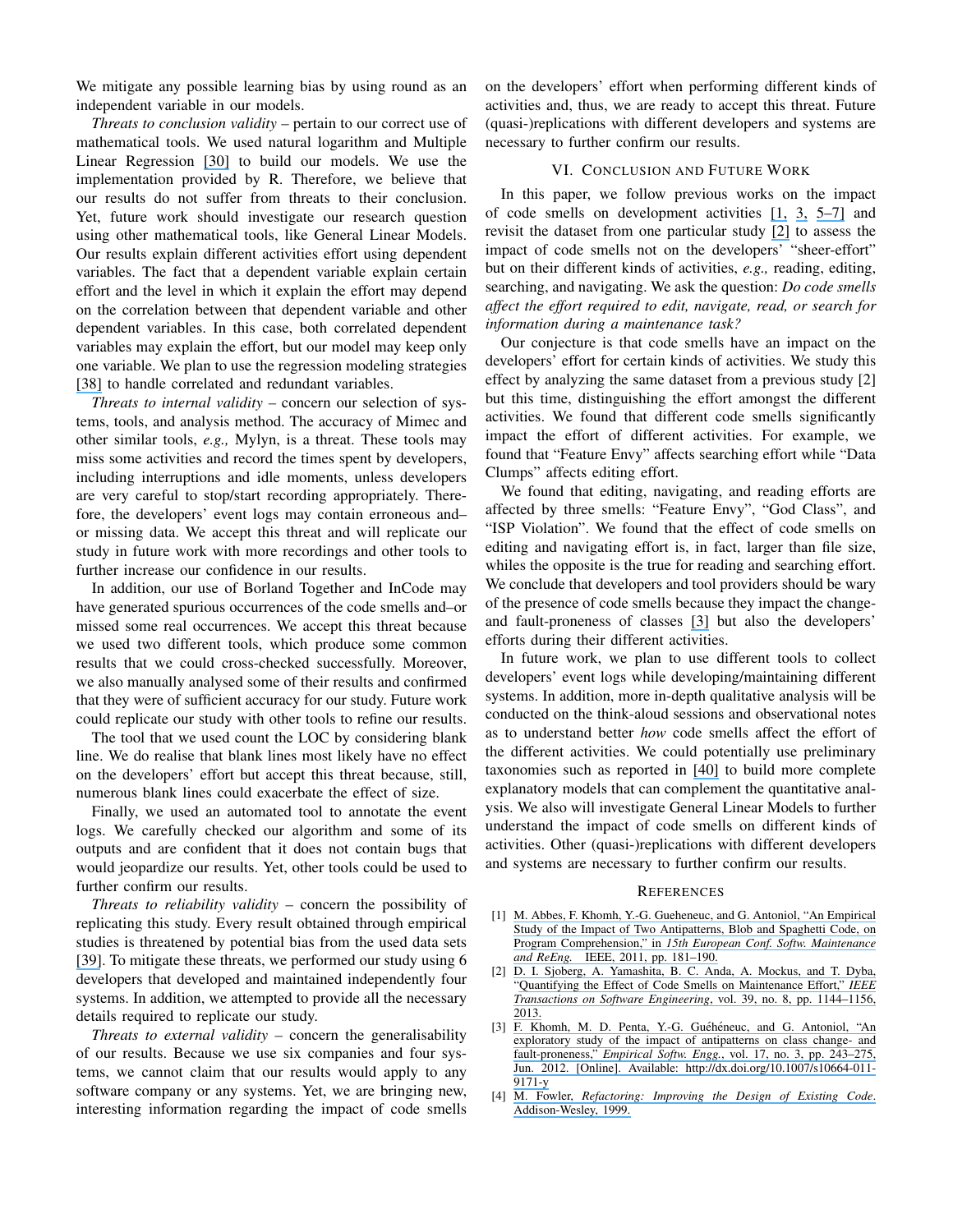We mitigate any possible learning bias by using round as an independent variable in our models.

*Threats to conclusion validity* – pertain to our correct use of mathematical tools. We used natural logarithm and Multiple Linear Regression [30] to build our models. We use the implementation provided by R. Therefore, we believe that our results do not suffer from threats to their conclusion. Yet, future work should investigate our research question using other mathematical tools, like General Linear Models. Our results explain different activities effort using dependent variables. The fact that a dependent variable explain certain effort and the level in which it explain the effort may depend on the correlation between that dependent variable and other dependent variables. In this case, both correlated dependent variables may explain the effort, but our model may keep only one variable. We plan to use the regression modeling strategies [38] to handle correlated and redundant variables.

*Threats to internal validity* – concern our selection of systems, tools, and analysis method. The accuracy of Mimec and other similar tools, *e.g.,* Mylyn, is a threat. These tools may miss some activities and record the times spent by developers, including interruptions and idle moments, unless developers are very careful to stop/start recording appropriately. Therefore, the developers' event logs may contain erroneous and–or missing data. We accept this threat and will replicate our study in future work with more recordings and other tools to further increase our confidence in our results.

In addition, our use of Borland Together and InCode may have generated spurious occurrences of the code smells and–or missed some real occurrences. We accept this threat because we used two different tools, which produce some common results that we could cross-checked successfully. Moreover, we also manually analysed some of their results and confirmed that they were of sufficient accuracy for our study. Future work could replicate our study with other tools to refine our results.

The tool that we used count the LOC by considering blank line. We do realise that blank lines most likely have no effect on the developers' effort but accept this threat because, still, numerous blank lines could exacerbate the effect of size.

Finally, we used an automated tool to annotate the event logs. We carefully checked our algorithm and some of its outputs and are confident that it does not contain bugs that would jeopardize our results. Yet, other tools could be used to further confirm our results.

*Threats to reliability validity* – concern the possibility of replicating this study. Every result obtained through empirical studies is threatened by potential bias from the used data sets [39]. To mitigate these threats, we performed our study using 6 developers that developed and maintained independently four systems. In addition, we attempted to provide all the necessary details required to replicate our study.

*Threats to external validity* – concern the generalisability of our results. Because we use six companies and four systems, we cannot claim that our results would apply to any software company or any systems. Yet, we are bringing new, interesting information regarding the impact of code smells on the developers' effort when performing different kinds of activities and, thus, we are ready to accept this threat. Future (quasi-)replications with different developers and systems are necessary to further confirm our results.

## VI. Conclusion and Future Work

In this paper, we follow previous works on the impact of code smells on development activities [1, 3, 5–7] and revisit the dataset from one particular study [2] to assess the impact of code smells not on the developers' "sheer-effort" but on their different kinds of activities, *e.g.,* reading, editing, searching, and navigating. We ask the question: *Do code smells affect the effort required to edit, navigate, read, or search for information during a maintenance task?*

Our conjecture is that code smells have an impact on the developers' effort for certain kinds of activities. We study this effect by analyzing the same dataset from a previous study [2] but this time, distinguishing the effort amongst the different activities. We found that different code smells significantly impact the effort of different activities. For example, we found that "Feature Envy" affects searching effort while "Data Clumps" affects editing effort.

We found that editing, navigating, and reading efforts are affected by three smells: "Feature Envy", "God Class", and "ISP Violation". We found that the effect of code smells on editing and navigating effort is, in fact, larger than file size, whiles the opposite is the true for reading and searching effort. We conclude that developers and tool providers should be wary of the presence of code smells because they impact the change- and fault-proneness of classes [3] but also the developers' efforts during their different activities.

In future work, we plan to use different tools to collect developers' event logs while developing/maintaining different systems. In addition, more in-depth qualitative analysis will be conducted on the think-aloud sessions and observational notes as to understand better *how* code smells affect the effort of the different activities. We could potentially use preliminary taxonomies such as reported in [40] to build more complete explanatory models that can complement the quantitative analysis. We also will investigate General Linear Models to further understand the impact of code smells on different kinds of activities. Other (quasi-)replications with different developers and systems are necessary to further confirm our results.

## References

[1] M. Abbes, F. Khomh, Y.-G. Gueheneuc, and G. Antoniol, "An Empirical Study of the Impact of Two Antipatterns, Blob and Spaghetti Code, on Program Comprehension," in *15th European Conf. Softw. Maintenance and ReEng.* IEEE, 2011, pp. 181–190.

[2] D. I. Sjoberg, A. Yamashita, B. C. Anda, A. Mockus, and T. Dyba, "Quantifying the Effect of Code Smells on Maintenance Effort," *IEEE Transactions on Software Engineering*, vol. 39, no. 8, pp. 1144–1156, 2013.

[3] F. Khomh, M. D. Penta, Y.-G. Guéhéneuc, and G. Antoniol, "An exploratory study of the impact of antipatterns on class change- and fault-proneness," *Empirical Softw. Engg.*, vol. 17, no. 3, pp. 243–275, Jun. 2012. [Online]. Available: http://dx.doi.org/10.1007/s10664-011-9171-y

[4] M. Fowler, *Refactoring: Improving the Design of Existing Code*. Addison-Wesley, 1999.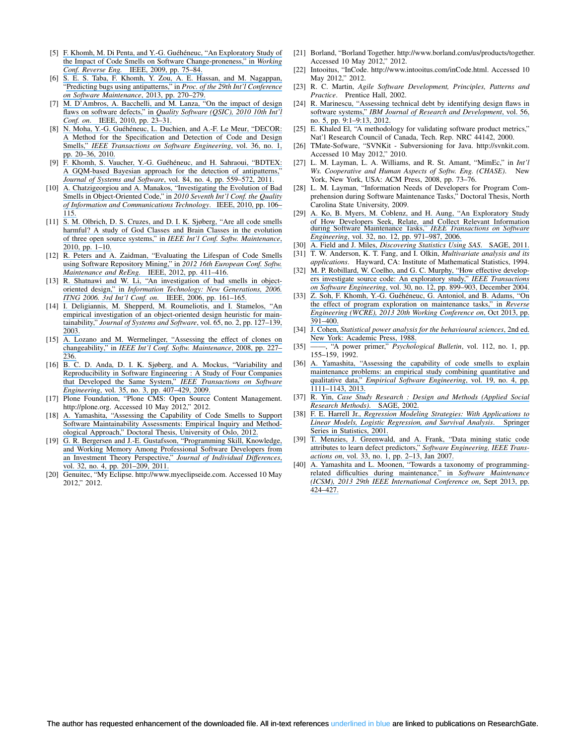[5] F. Khomh, M. Di Penta, and Y.-G. Guéhéneuc, "An Exploratory Study of the Impact of Code Smells on Software Change-proneness," in *Working Conf. Reverse Eng.* IEEE, 2009, pp. 75–84.

[6] S. E. S. Taba, F. Khomh, Y. Zou, A. E. Hassan, and M. Nagappan, "Predicting bugs using antipatterns," in *Proc. of the 29th Int'l Conference on Software Maintenance*, 2013, pp. 270–279.

[7] M. D'Ambros, A. Bacchelli, and M. Lanza, "On the impact of design flaws on software defects," in *Quality Software (QSIC), 2010 10th Int'l Conf. on.* IEEE, 2010, pp. 23–31.

[8] N. Moha, Y.-G. Guéhéneuc, L. Duchien, and A.-F. Le Meur, "DECOR: A Method for the Specification and Detection of Code and Design Smells," *IEEE Transactions on Software Engineering*, vol. 36, no. 1, pp. 20–36, 2010.

[9] F. Khomh, S. Vaucher, Y.-G. Guéhéneuc, and H. Sahraoui, "BDTEX: A GQM-based Bayesian approach for the detection of antipatterns," *Journal of Systems and Software*, vol. 84, no. 4, pp. 559–572, 2011.

[10] A. Chatzigeorgiou and A. Manakos, "Investigating the Evolution of Bad Smells in Object-Oriented Code," in *2010 Seventh Int'l Conf. the Quality of Information and Communications Technology.* IEEE, 2010, pp. 106–115.

[11] S. M. Olbrich, D. S. Cruzes, and D. I. K. Sjøberg, "Are all code smells harmful? A study of God Classes and Brain Classes in the evolution of three open source systems," in *IEEE Int'l Conf. Softw. Maintenance*, 2010, pp. 1–10.

[12] R. Peters and A. Zaidman, "Evaluating the Lifespan of Code Smells using Software Repository Mining," in *2012 16th European Conf. Softw. Maintenance and ReEng.* IEEE, 2012, pp. 411–416.

[13] R. Shatnawi and W. Li, "An investigation of bad smells in object-oriented design," in *Information Technology: New Generations, 2006. ITNG 2006. 3rd Int'l Conf. on.* IEEE, 2006, pp. 161–165.

[14] I. Deligiannis, M. Shepperd, M. Roumeliotis, and I. Stamelos, "An empirical investigation of an object-oriented design heuristic for maintainability," *Journal of Systems and Software*, vol. 65, no. 2, pp. 127–139, 2003.

[15] A. Lozano and M. Wermelinger, "Assessing the effect of clones on changeability," in *IEEE Int'l Conf. Softw. Maintenance*, 2008, pp. 227–236.

[16] B. C. D. Anda, D. I. K. Sjøberg, and A. Mockus, "Variability and Reproducibility in Software Engineering : A Study of Four Companies that Developed the Same System," *IEEE Transactions on Software Engineering*, vol. 35, no. 3, pp. 407–429, 2009.

[17] Plone Foundation, "Plone CMS: Open Source Content Management. http://plone.org. Accessed 10 May 2012," 2012.

[18] A. Yamashita, "Assessing the Capability of Code Smells to Support Software Maintainability Assessments: Empirical Inquiry and Methodological Approach," Doctoral Thesis, University of Oslo, 2012.

[19] G. R. Bergersen and J.-E. Gustafsson, "Programming Skill, Knowledge, and Working Memory Among Professional Software Developers from an Investment Theory Perspective," *Journal of Individual Differences*, vol. 32, no. 4, pp. 201–209, 2011.

[20] Genuitec, "My Eclipse. http://www.myeclipseide.com. Accessed 10 May 2012," 2012.

[21] Borland, "Borland Together. http://www.borland.com/us/products/together. Accessed 10 May 2012," 2012.

[22] Intooitus, "InCode. http://www.intooitus.com/inCode.html. Accessed 10 May 2012," 2012.

[23] R. C. Martin, *Agile Software Development, Principles, Patterns and Practice*. Prentice Hall, 2002.

[24] R. Marinescu, "Assessing technical debt by identifying design flaws in software systems," *IBM Journal of Research and Development*, vol. 56, no. 5, pp. 9:1–9:13, 2012.

[25] E. Khaled El, "A methodology for validating software product metrics," Nat'l Research Council of Canada, Tech. Rep. NRC 44142, 2000.

[26] TMate-Sofware, "SVNKit - Subversioning for Java. http://svnkit.com. Accessed 10 May 2012," 2010.

[27] L. M. Layman, L. A. Williams, and R. St. Amant, "MimEc," in *Int'l Ws. Cooperative and Human Aspects of Softw. Eng. (CHASE).* New York, New York, USA: ACM Press, 2008, pp. 73–76.

[28] L. M. Layman, "Information Needs of Developers for Program Comprehension during Software Maintenance Tasks," Doctoral Thesis, North Carolina State University, 2009.

[29] A. Ko, B. Myers, M. Coblenz, and H. Aung, "An Exploratory Study of How Developers Seek, Relate, and Collect Relevant Information during Software Maintenance Tasks," *IEEE Transactions on Software Engineering*, vol. 32, no. 12, pp. 971–987, 2006.

[30] A. Field and J. Miles, *Discovering Statistics Using SAS*. SAGE, 2011.

[31] T. W. Anderson, K. T. Fang, and I. Olkin, *Multivariate analysis and its applications*. Hayward, CA: Institute of Mathematical Statistics, 1994.

[32] M. P. Robillard, W. Coelho, and G. C. Murphy, "How effective developers investigate source code: An exploratory study," *IEEE Transactions on Software Engineering*, vol. 30, no. 12, pp. 899–903, December 2004.

[33] Z. Soh, F. Khomh, Y.-G. Guéhéneuc, G. Antoniol, and B. Adams, "On the effect of program exploration on maintenance tasks," in *Reverse Engineering (WCRE), 2013 20th Working Conference on*, Oct 2013, pp. 391–400.

[34] J. Cohen, *Statistical power analysis for the behavioural sciences*, 2nd ed. New York: Academic Press, 1988.

[35] ——, "A power primer," *Psychological Bulletin*, vol. 112, no. 1, pp. 155–159, 1992.

[36] A. Yamashita, "Assessing the capability of code smells to explain maintenance problems: an empirical study combining quantitative and qualitative data," *Empirical Software Engineering*, vol. 19, no. 4, pp. 1111–1143, 2013.

[37] R. Yin, *Case Study Research : Design and Methods (Applied Social Research Methods)*. SAGE, 2002.

[38] F. E. Harrell Jr., *Regression Modeling Strategies: With Applications to Linear Models, Logistic Regression, and Survival Analysis*. Springer Series in Statistics, 2001.

[39] T. Menzies, J. Greenwald, and A. Frank, "Data mining static code attributes to learn defect predictors," *Software Engineering, IEEE Transactions on*, vol. 33, no. 1, pp. 2–13, Jan 2007.

[40] A. Yamashita and L. Moonen, "Towards a taxonomy of programming-related difficulties during maintenance," in *Software Maintenance (ICSM), 2013 29th IEEE International Conference on*, Sept 2013, pp. 424–427.

The author has requested enhancement of the downloaded file. All in-text references underlined in blue are linked to publications on ResearchGate.